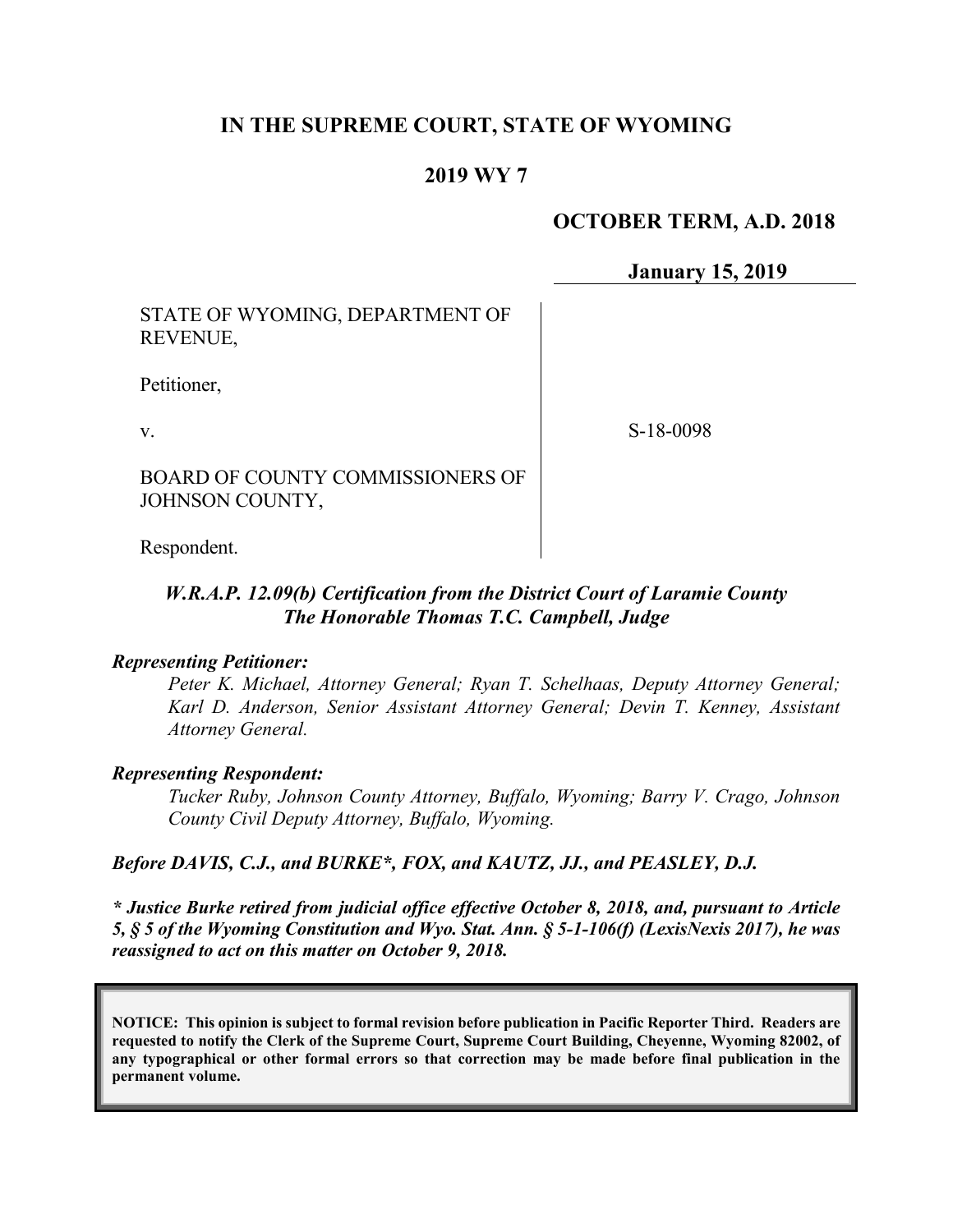# IN THE SUPREME COURT, STATE OF WYOMING

## 2019 WY 7

**OCTOBER TERM, A.D. 2018**

**January 15, 2019**

| | |
|---|---|
| STATE OF WYOMING, DEPARTMENT OF REVENUE,<br><br>Petitioner,<br><br>v.<br><br>BOARD OF COUNTY COMMISSIONERS OF JOHNSON COUNTY,<br><br>Respondent. | S-18-0098 |

***W.R.A.P. 12.09(b) Certification from the District Court of Laramie County***
***The Honorable Thomas T.C. Campbell, Judge***

***Representing Petitioner:***

*Peter K. Michael, Attorney General; Ryan T. Schelhaas, Deputy Attorney General; Karl D. Anderson, Senior Assistant Attorney General; Devin T. Kenney, Assistant Attorney General.*

***Representing Respondent:***

*Tucker Ruby, Johnson County Attorney, Buffalo, Wyoming; Barry V. Crago, Johnson County Civil Deputy Attorney, Buffalo, Wyoming.*

***Before DAVIS, C.J., and BURKE*, FOX, and KAUTZ, JJ., and PEASLEY, D.J.***

***\* Justice Burke retired from judicial office effective October 8, 2018, and, pursuant to Article 5, § 5 of the Wyoming Constitution and Wyo. Stat. Ann. § 5-1-106(f) (LexisNexis 2017), he was reassigned to act on this matter on October 9, 2018.***

**NOTICE: This opinion is subject to formal revision before publication in Pacific Reporter Third. Readers are requested to notify the Clerk of the Supreme Court, Supreme Court Building, Cheyenne, Wyoming 82002, of any typographical or other formal errors so that correction may be made before final publication in the permanent volume.**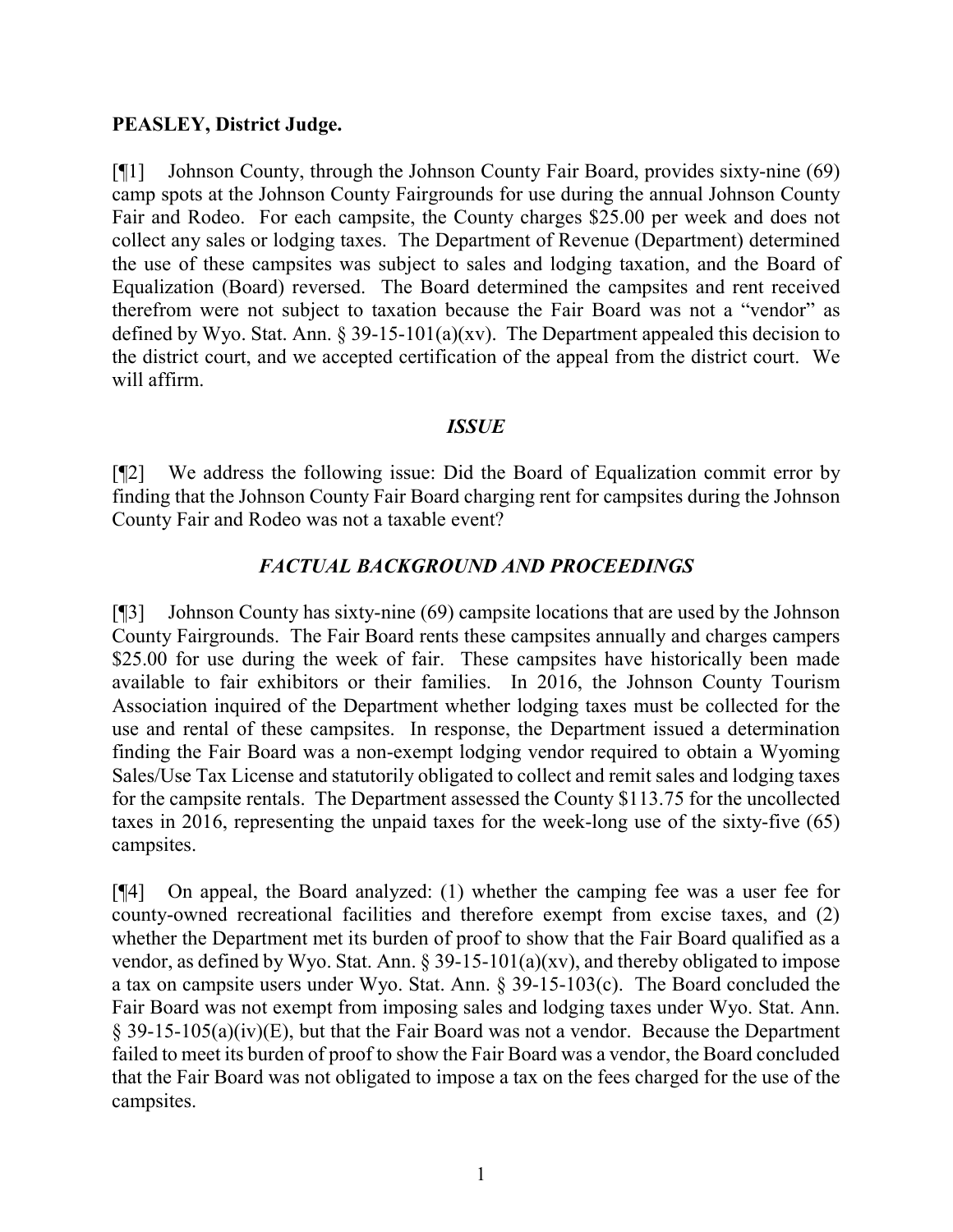**PEASLEY, District Judge.**

[¶1] Johnson County, through the Johnson County Fair Board, provides sixty-nine (69) camp spots at the Johnson County Fairgrounds for use during the annual Johnson County Fair and Rodeo. For each campsite, the County charges $25.00 per week and does not collect any sales or lodging taxes. The Department of Revenue (Department) determined the use of these campsites was subject to sales and lodging taxation, and the Board of Equalization (Board) reversed. The Board determined the campsites and rent received therefrom were not subject to taxation because the Fair Board was not a "vendor" as defined by Wyo. Stat. Ann. § 39-15-101(a)(xv). The Department appealed this decision to the district court, and we accepted certification of the appeal from the district court. We will affirm.

## *ISSUE*

[¶2] We address the following issue: Did the Board of Equalization commit error by finding that the Johnson County Fair Board charging rent for campsites during the Johnson County Fair and Rodeo was not a taxable event?

## *FACTUAL BACKGROUND AND PROCEEDINGS*

[¶3] Johnson County has sixty-nine (69) campsite locations that are used by the Johnson County Fairgrounds. The Fair Board rents these campsites annually and charges campers $25.00 for use during the week of fair. These campsites have historically been made available to fair exhibitors or their families. In 2016, the Johnson County Tourism Association inquired of the Department whether lodging taxes must be collected for the use and rental of these campsites. In response, the Department issued a determination finding the Fair Board was a non-exempt lodging vendor required to obtain a Wyoming Sales/Use Tax License and statutorily obligated to collect and remit sales and lodging taxes for the campsite rentals. The Department assessed the County $113.75 for the uncollected taxes in 2016, representing the unpaid taxes for the week-long use of the sixty-five (65) campsites.

[¶4] On appeal, the Board analyzed: (1) whether the camping fee was a user fee for county-owned recreational facilities and therefore exempt from excise taxes, and (2) whether the Department met its burden of proof to show that the Fair Board qualified as a vendor, as defined by Wyo. Stat. Ann. § 39-15-101(a)(xv), and thereby obligated to impose a tax on campsite users under Wyo. Stat. Ann. § 39-15-103(c). The Board concluded the Fair Board was not exempt from imposing sales and lodging taxes under Wyo. Stat. Ann. § 39-15-105(a)(iv)(E), but that the Fair Board was not a vendor. Because the Department failed to meet its burden of proof to show the Fair Board was a vendor, the Board concluded that the Fair Board was not obligated to impose a tax on the fees charged for the use of the campsites.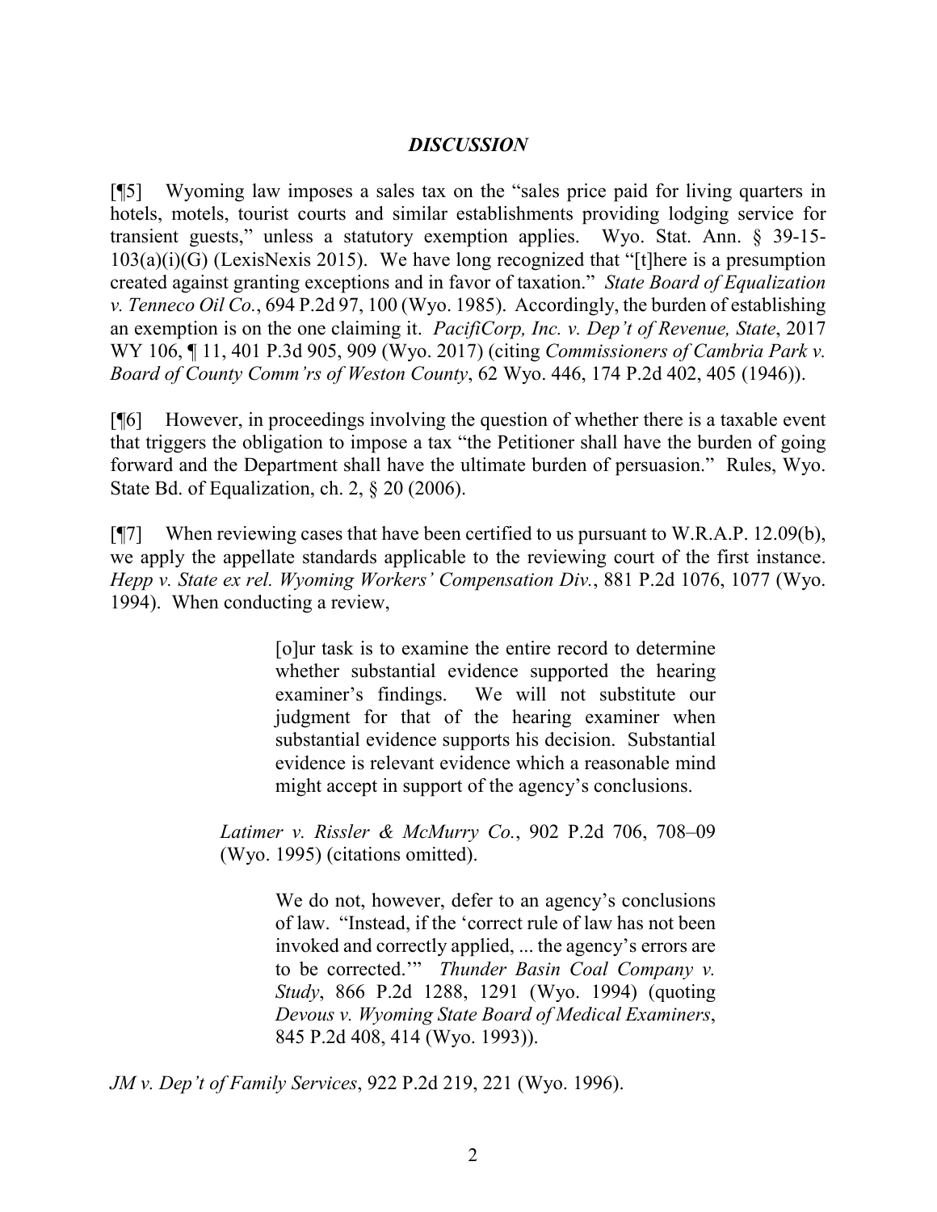## *DISCUSSION*

[¶5] Wyoming law imposes a sales tax on the "sales price paid for living quarters in hotels, motels, tourist courts and similar establishments providing lodging service for transient guests," unless a statutory exemption applies. Wyo. Stat. Ann. § 39-15-103(a)(i)(G) (LexisNexis 2015). We have long recognized that "[t]here is a presumption created against granting exceptions and in favor of taxation." *State Board of Equalization v. Tenneco Oil Co.*, 694 P.2d 97, 100 (Wyo. 1985). Accordingly, the burden of establishing an exemption is on the one claiming it. *PacifiCorp, Inc. v. Dep't of Revenue, State*, 2017 WY 106, ¶ 11, 401 P.3d 905, 909 (Wyo. 2017) (citing *Commissioners of Cambria Park v. Board of County Comm'rs of Weston County*, 62 Wyo. 446, 174 P.2d 402, 405 (1946)).

[¶6] However, in proceedings involving the question of whether there is a taxable event that triggers the obligation to impose a tax "the Petitioner shall have the burden of going forward and the Department shall have the ultimate burden of persuasion." Rules, Wyo. State Bd. of Equalization, ch. 2, § 20 (2006).

[¶7] When reviewing cases that have been certified to us pursuant to W.R.A.P. 12.09(b), we apply the appellate standards applicable to the reviewing court of the first instance. *Hepp v. State ex rel. Wyoming Workers' Compensation Div.*, 881 P.2d 1076, 1077 (Wyo. 1994). When conducting a review,

> > [o]ur task is to examine the entire record to determine whether substantial evidence supported the hearing examiner's findings. We will not substitute our judgment for that of the hearing examiner when substantial evidence supports his decision. Substantial evidence is relevant evidence which a reasonable mind might accept in support of the agency's conclusions.
>
> *Latimer v. Rissler & McMurry Co.*, 902 P.2d 706, 708–09 (Wyo. 1995) (citations omitted).
>
> > We do not, however, defer to an agency's conclusions of law. "Instead, if the 'correct rule of law has not been invoked and correctly applied, ... the agency's errors are to be corrected.'" *Thunder Basin Coal Company v. Study*, 866 P.2d 1288, 1291 (Wyo. 1994) (quoting *Devous v. Wyoming State Board of Medical Examiners*, 845 P.2d 408, 414 (Wyo. 1993)).

*JM v. Dep't of Family Services*, 922 P.2d 219, 221 (Wyo. 1996).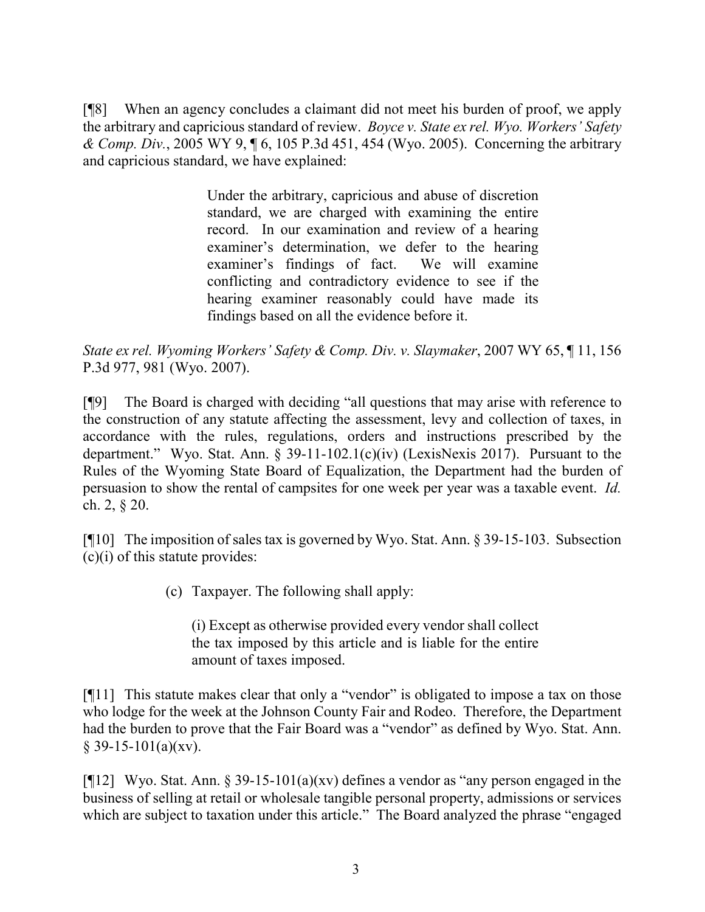[¶8] When an agency concludes a claimant did not meet his burden of proof, we apply the arbitrary and capricious standard of review. *Boyce v. State ex rel. Wyo. Workers' Safety & Comp. Div.*, 2005 WY 9, ¶ 6, 105 P.3d 451, 454 (Wyo. 2005). Concerning the arbitrary and capricious standard, we have explained:

> Under the arbitrary, capricious and abuse of discretion standard, we are charged with examining the entire record. In our examination and review of a hearing examiner's determination, we defer to the hearing examiner's findings of fact. We will examine conflicting and contradictory evidence to see if the hearing examiner reasonably could have made its findings based on all the evidence before it.

*State ex rel. Wyoming Workers' Safety & Comp. Div. v. Slaymaker*, 2007 WY 65, ¶ 11, 156 P.3d 977, 981 (Wyo. 2007).

[¶9] The Board is charged with deciding "all questions that may arise with reference to the construction of any statute affecting the assessment, levy and collection of taxes, in accordance with the rules, regulations, orders and instructions prescribed by the department." Wyo. Stat. Ann. § 39-11-102.1(c)(iv) (LexisNexis 2017). Pursuant to the Rules of the Wyoming State Board of Equalization, the Department had the burden of persuasion to show the rental of campsites for one week per year was a taxable event. *Id.* ch. 2, § 20.

[¶10] The imposition of sales tax is governed by Wyo. Stat. Ann. § 39-15-103. Subsection (c)(i) of this statute provides:

> (c) Taxpayer. The following shall apply:
>
> > (i) Except as otherwise provided every vendor shall collect the tax imposed by this article and is liable for the entire amount of taxes imposed.

[¶11] This statute makes clear that only a "vendor" is obligated to impose a tax on those who lodge for the week at the Johnson County Fair and Rodeo. Therefore, the Department had the burden to prove that the Fair Board was a "vendor" as defined by Wyo. Stat. Ann. § 39-15-101(a)(xv).

[¶12] Wyo. Stat. Ann. § 39-15-101(a)(xv) defines a vendor as "any person engaged in the business of selling at retail or wholesale tangible personal property, admissions or services which are subject to taxation under this article." The Board analyzed the phrase "engaged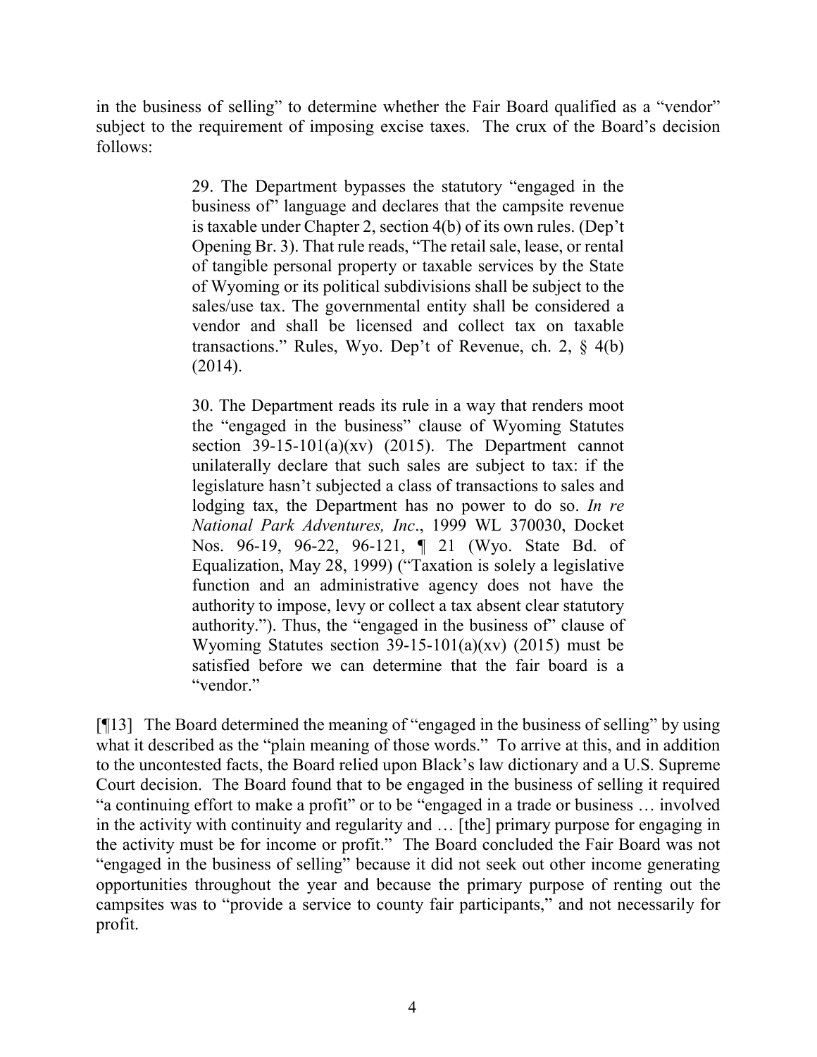in the business of selling" to determine whether the Fair Board qualified as a "vendor" subject to the requirement of imposing excise taxes. The crux of the Board's decision follows:

> 29. The Department bypasses the statutory "engaged in the business of" language and declares that the campsite revenue is taxable under Chapter 2, section 4(b) of its own rules. (Dep't Opening Br. 3). That rule reads, "The retail sale, lease, or rental of tangible personal property or taxable services by the State of Wyoming or its political subdivisions shall be subject to the sales/use tax. The governmental entity shall be considered a vendor and shall be licensed and collect tax on taxable transactions." Rules, Wyo. Dep't of Revenue, ch. 2, § 4(b) (2014).
>
> 30. The Department reads its rule in a way that renders moot the "engaged in the business" clause of Wyoming Statutes section 39-15-101(a)(xv) (2015). The Department cannot unilaterally declare that such sales are subject to tax: if the legislature hasn't subjected a class of transactions to sales and lodging tax, the Department has no power to do so. *In re National Park Adventures, Inc*., 1999 WL 370030, Docket Nos. 96-19, 96-22, 96-121, ¶ 21 (Wyo. State Bd. of Equalization, May 28, 1999) ("Taxation is solely a legislative function and an administrative agency does not have the authority to impose, levy or collect a tax absent clear statutory authority."). Thus, the "engaged in the business of" clause of Wyoming Statutes section 39-15-101(a)(xv) (2015) must be satisfied before we can determine that the fair board is a "vendor."

[¶13] The Board determined the meaning of "engaged in the business of selling" by using what it described as the "plain meaning of those words." To arrive at this, and in addition to the uncontested facts, the Board relied upon Black's law dictionary and a U.S. Supreme Court decision. The Board found that to be engaged in the business of selling it required "a continuing effort to make a profit" or to be "engaged in a trade or business … involved in the activity with continuity and regularity and … [the] primary purpose for engaging in the activity must be for income or profit." The Board concluded the Fair Board was not "engaged in the business of selling" because it did not seek out other income generating opportunities throughout the year and because the primary purpose of renting out the campsites was to "provide a service to county fair participants," and not necessarily for profit.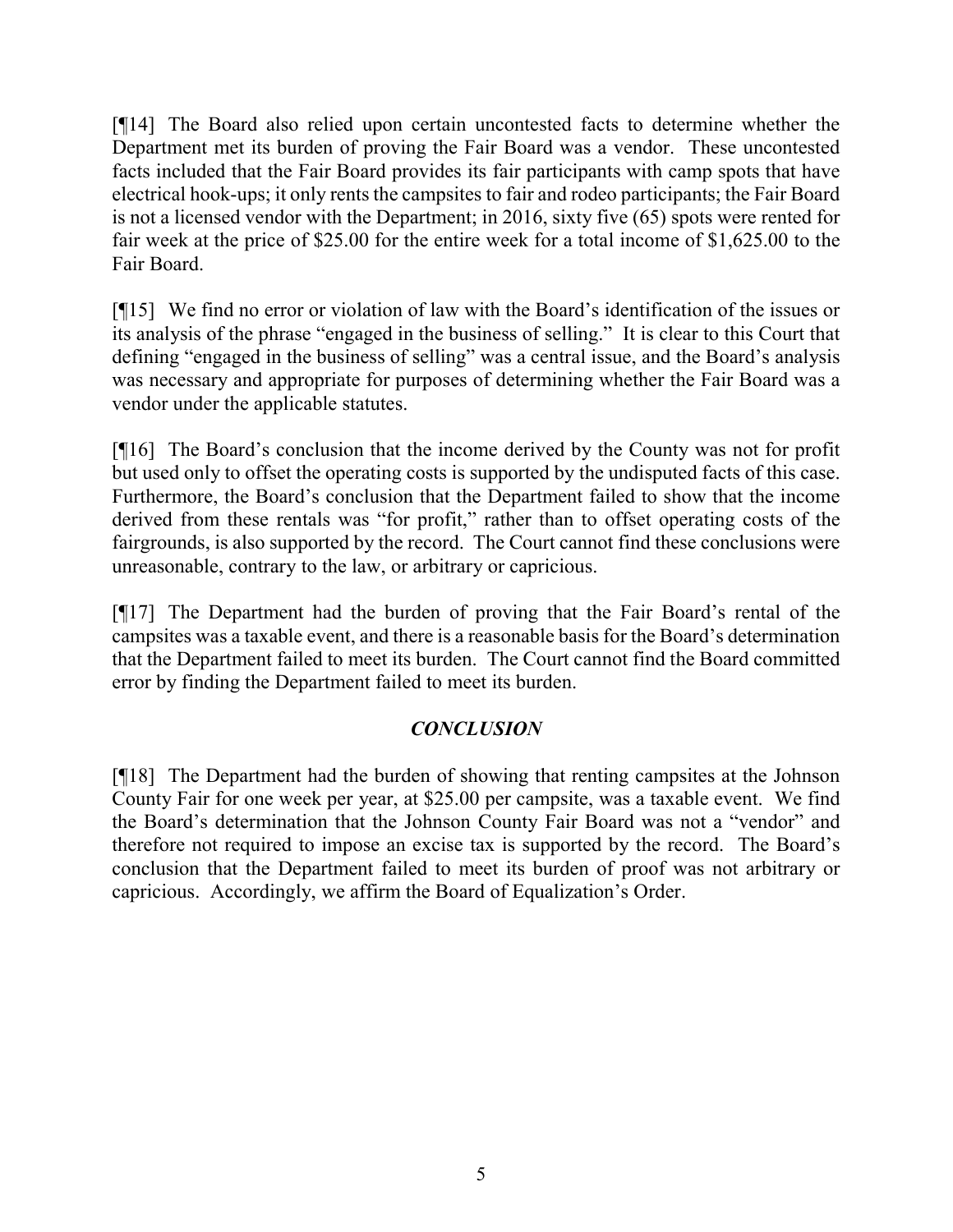[¶14] The Board also relied upon certain uncontested facts to determine whether the Department met its burden of proving the Fair Board was a vendor. These uncontested facts included that the Fair Board provides its fair participants with camp spots that have electrical hook-ups; it only rents the campsites to fair and rodeo participants; the Fair Board is not a licensed vendor with the Department; in 2016, sixty five (65) spots were rented for fair week at the price of $25.00 for the entire week for a total income of $1,625.00 to the Fair Board.

[¶15] We find no error or violation of law with the Board's identification of the issues or its analysis of the phrase "engaged in the business of selling." It is clear to this Court that defining "engaged in the business of selling" was a central issue, and the Board's analysis was necessary and appropriate for purposes of determining whether the Fair Board was a vendor under the applicable statutes.

[¶16] The Board's conclusion that the income derived by the County was not for profit but used only to offset the operating costs is supported by the undisputed facts of this case. Furthermore, the Board's conclusion that the Department failed to show that the income derived from these rentals was "for profit," rather than to offset operating costs of the fairgrounds, is also supported by the record. The Court cannot find these conclusions were unreasonable, contrary to the law, or arbitrary or capricious.

[¶17] The Department had the burden of proving that the Fair Board's rental of the campsites was a taxable event, and there is a reasonable basis for the Board's determination that the Department failed to meet its burden. The Court cannot find the Board committed error by finding the Department failed to meet its burden.

## *CONCLUSION*

[¶18] The Department had the burden of showing that renting campsites at the Johnson County Fair for one week per year, at $25.00 per campsite, was a taxable event. We find the Board's determination that the Johnson County Fair Board was not a "vendor" and therefore not required to impose an excise tax is supported by the record. The Board's conclusion that the Department failed to meet its burden of proof was not arbitrary or capricious. Accordingly, we affirm the Board of Equalization's Order.